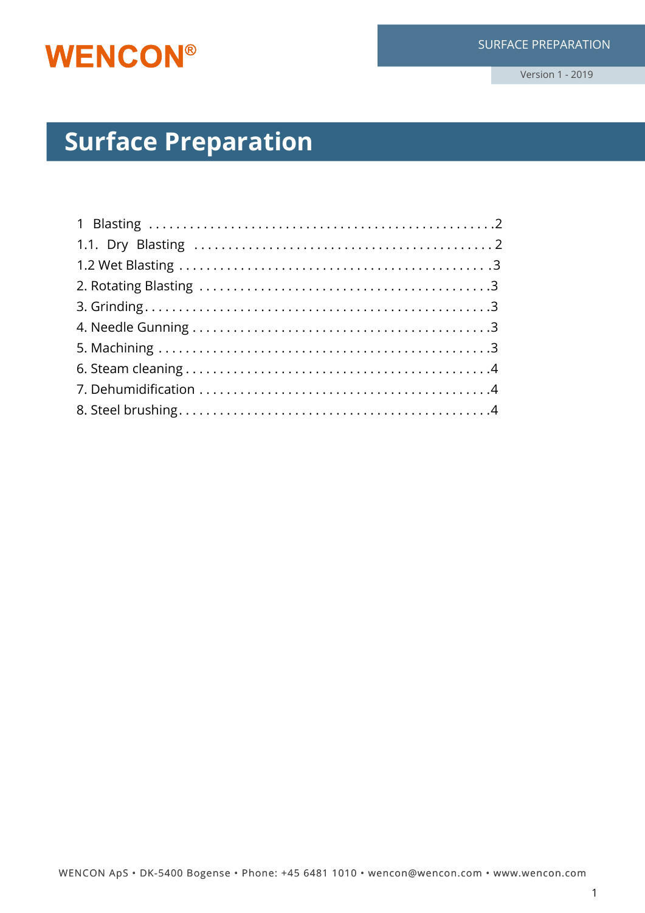WENCON®

SURFACE PREPARATION

Version 1 - 2019

# Surface Preparation

1 Blasting . . . . . . . . . . . . . . . . . . . . . . . . . . . . . . . . . . . . . . . . . . . . . . . . . 2
1.1. Dry Blasting . . . . . . . . . . . . . . . . . . . . . . . . . . . . . . . . . . . . . . . . . . 2
1.2 Wet Blasting . . . . . . . . . . . . . . . . . . . . . . . . . . . . . . . . . . . . . . . . . . . . 3
2. Rotating Blasting . . . . . . . . . . . . . . . . . . . . . . . . . . . . . . . . . . . . . . . 3
3. Grinding . . . . . . . . . . . . . . . . . . . . . . . . . . . . . . . . . . . . . . . . . . . . . . . . 3
4. Needle Gunning . . . . . . . . . . . . . . . . . . . . . . . . . . . . . . . . . . . . . . . . . 3
5. Machining . . . . . . . . . . . . . . . . . . . . . . . . . . . . . . . . . . . . . . . . . . . . . . 3
6. Steam cleaning . . . . . . . . . . . . . . . . . . . . . . . . . . . . . . . . . . . . . . . . . 4
7. Dehumidification . . . . . . . . . . . . . . . . . . . . . . . . . . . . . . . . . . . . . . . 4
8. Steel brushing . . . . . . . . . . . . . . . . . . . . . . . . . . . . . . . . . . . . . . . . . . 4

WENCON ApS • DK-5400 Bogense • Phone: +45 6481 1010 • wencon@wencon.com • www.wencon.com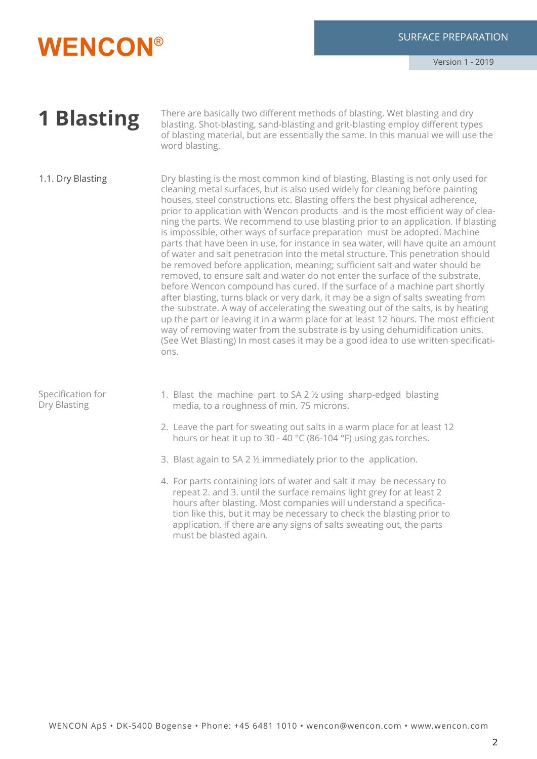# 1 Blasting

There are basically two different methods of blasting. Wet blasting and dry blasting. Shot-blasting, sand-blasting and grit-blasting employ different types of blasting material, but are essentially the same. In this manual we will use the word blasting.

## 1.1. Dry Blasting

Dry blasting is the most common kind of blasting. Blasting is not only used for cleaning metal surfaces, but is also used widely for cleaning before painting houses, steel constructions etc. Blasting offers the best physical adherence, prior to application with Wencon products and is the most efficient way of cleaning the parts. We recommend to use blasting prior to an application. If blasting is impossible, other ways of surface preparation must be adopted. Machine parts that have been in use, for instance in sea water, will have quite an amount of water and salt penetration into the metal structure. This penetration should be removed before application, meaning; sufficient salt and water should be removed, to ensure salt and water do not enter the surface of the substrate, before Wencon compound has cured. If the surface of a machine part shortly after blasting, turns black or very dark, it may be a sign of salts sweating from the substrate. A way of accelerating the sweating out of the salts, is by heating up the part or leaving it in a warm place for at least 12 hours. The most efficient way of removing water from the substrate is by using dehumidification units. (See Wet Blasting) In most cases it may be a good idea to use written specifications.

### Specification for Dry Blasting

1. Blast the machine part to SA 2 ½ using sharp-edged blasting media, to a roughness of min. 75 microns.
2. Leave the part for sweating out salts in a warm place for at least 12 hours or heat it up to 30 - 40 °C (86-104 °F) using gas torches.
3. Blast again to SA 2 ½ immediately prior to the application.
4. For parts containing lots of water and salt it may be necessary to repeat 2. and 3. until the surface remains light grey for at least 2 hours after blasting. Most companies will understand a specification like this, but it may be necessary to check the blasting prior to application. If there are any signs of salts sweating out, the parts must be blasted again.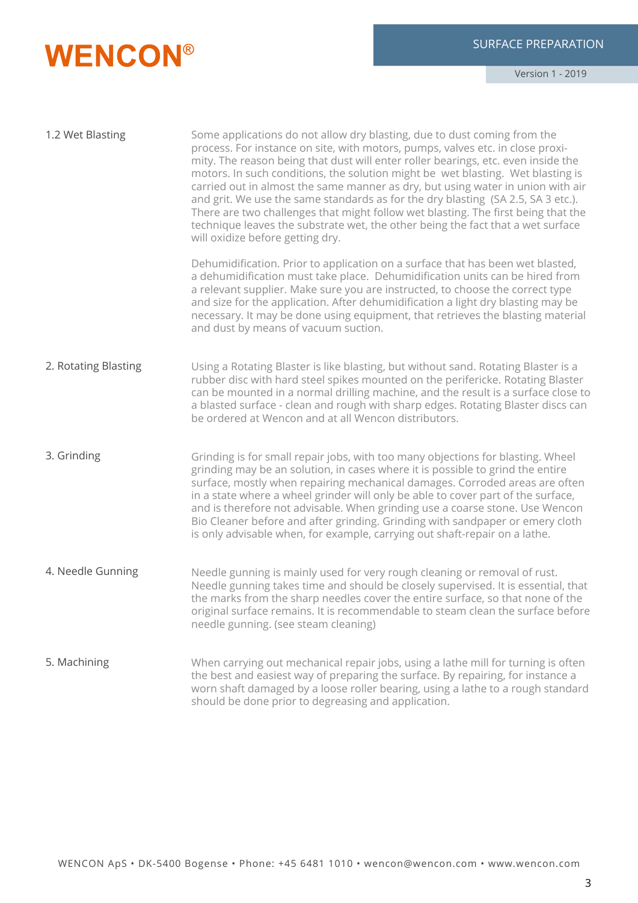## 1.2 Wet Blasting

Some applications do not allow dry blasting, due to dust coming from the process. For instance on site, with motors, pumps, valves etc. in close proximity. The reason being that dust will enter roller bearings, etc. even inside the motors. In such conditions, the solution might be wet blasting. Wet blasting is carried out in almost the same manner as dry, but using water in union with air and grit. We use the same standards as for the dry blasting (SA 2.5, SA 3 etc.). There are two challenges that might follow wet blasting. The first being that the technique leaves the substrate wet, the other being the fact that a wet surface will oxidize before getting dry.

Dehumidification. Prior to application on a surface that has been wet blasted, a dehumidification must take place. Dehumidification units can be hired from a relevant supplier. Make sure you are instructed, to choose the correct type and size for the application. After dehumidification a light dry blasting may be necessary. It may be done using equipment, that retrieves the blasting material and dust by means of vacuum suction.

## 2. Rotating Blasting

Using a Rotating Blaster is like blasting, but without sand. Rotating Blaster is a rubber disc with hard steel spikes mounted on the perifericke. Rotating Blaster can be mounted in a normal drilling machine, and the result is a surface close to a blasted surface - clean and rough with sharp edges. Rotating Blaster discs can be ordered at Wencon and at all Wencon distributors.

## 3. Grinding

Grinding is for small repair jobs, with too many objections for blasting. Wheel grinding may be an solution, in cases where it is possible to grind the entire surface, mostly when repairing mechanical damages. Corroded areas are often in a state where a wheel grinder will only be able to cover part of the surface, and is therefore not advisable. When grinding use a coarse stone. Use Wencon Bio Cleaner before and after grinding. Grinding with sandpaper or emery cloth is only advisable when, for example, carrying out shaft-repair on a lathe.

## 4. Needle Gunning

Needle gunning is mainly used for very rough cleaning or removal of rust. Needle gunning takes time and should be closely supervised. It is essential, that the marks from the sharp needles cover the entire surface, so that none of the original surface remains. It is recommendable to steam clean the surface before needle gunning. (see steam cleaning)

## 5. Machining

When carrying out mechanical repair jobs, using a lathe mill for turning is often the best and easiest way of preparing the surface. By repairing, for instance a worn shaft damaged by a loose roller bearing, using a lathe to a rough standard should be done prior to degreasing and application.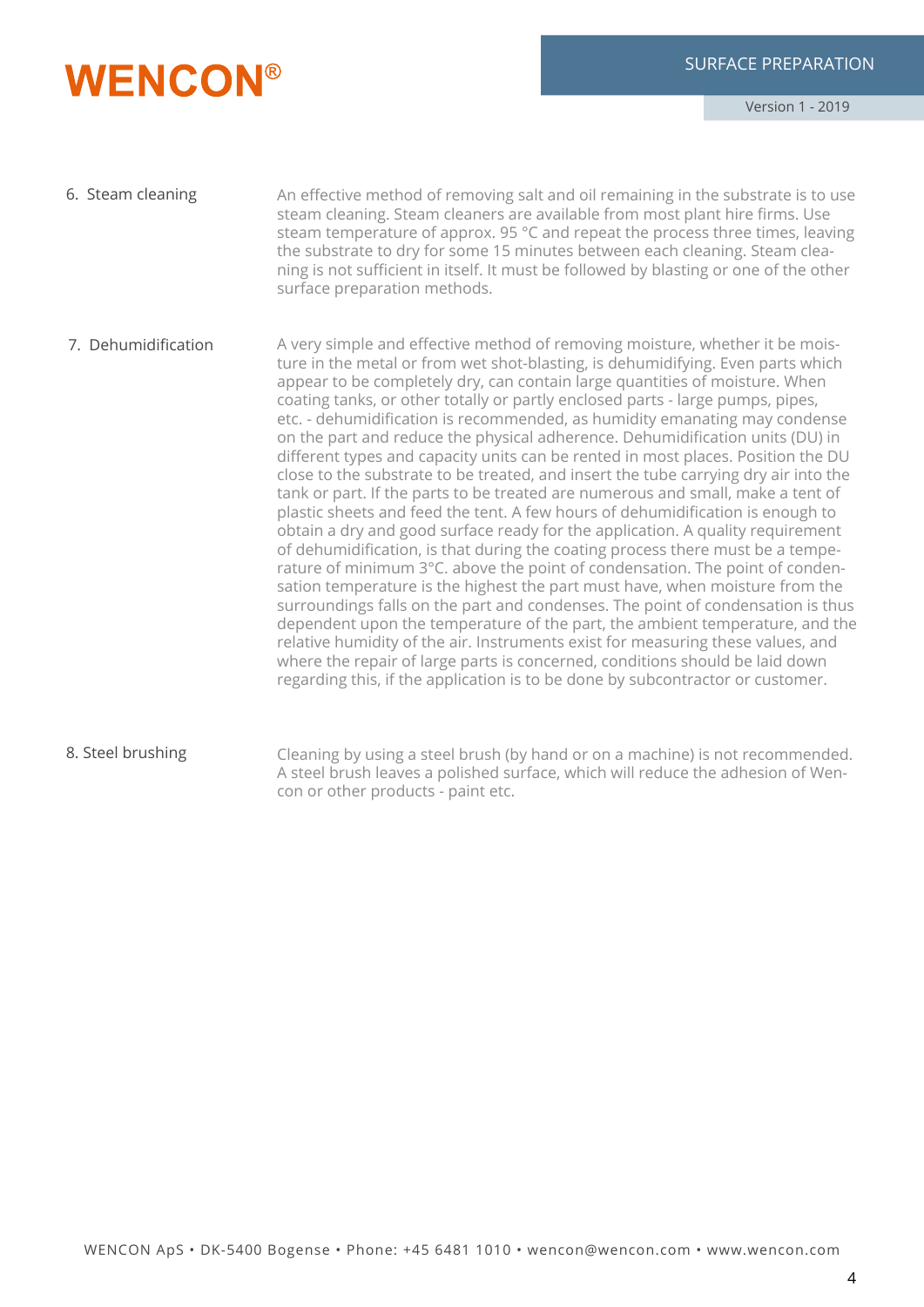## 6. Steam cleaning

An effective method of removing salt and oil remaining in the substrate is to use steam cleaning. Steam cleaners are available from most plant hire firms. Use steam temperature of approx. 95 °C and repeat the process three times, leaving the substrate to dry for some 15 minutes between each cleaning. Steam cleaning is not sufficient in itself. It must be followed by blasting or one of the other surface preparation methods.

## 7. Dehumidification

A very simple and effective method of removing moisture, whether it be moisture in the metal or from wet shot-blasting, is dehumidifying. Even parts which appear to be completely dry, can contain large quantities of moisture. When coating tanks, or other totally or partly enclosed parts - large pumps, pipes, etc. - dehumidification is recommended, as humidity emanating may condense on the part and reduce the physical adherence. Dehumidification units (DU) in different types and capacity units can be rented in most places. Position the DU close to the substrate to be treated, and insert the tube carrying dry air into the tank or part. If the parts to be treated are numerous and small, make a tent of plastic sheets and feed the tent. A few hours of dehumidification is enough to obtain a dry and good surface ready for the application. A quality requirement of dehumidification, is that during the coating process there must be a temperature of minimum 3°C. above the point of condensation. The point of condensation temperature is the highest the part must have, when moisture from the surroundings falls on the part and condenses. The point of condensation is thus dependent upon the temperature of the part, the ambient temperature, and the relative humidity of the air. Instruments exist for measuring these values, and where the repair of large parts is concerned, conditions should be laid down regarding this, if the application is to be done by subcontractor or customer.

## 8. Steel brushing

Cleaning by using a steel brush (by hand or on a machine) is not recommended. A steel brush leaves a polished surface, which will reduce the adhesion of Wencon or other products - paint etc.